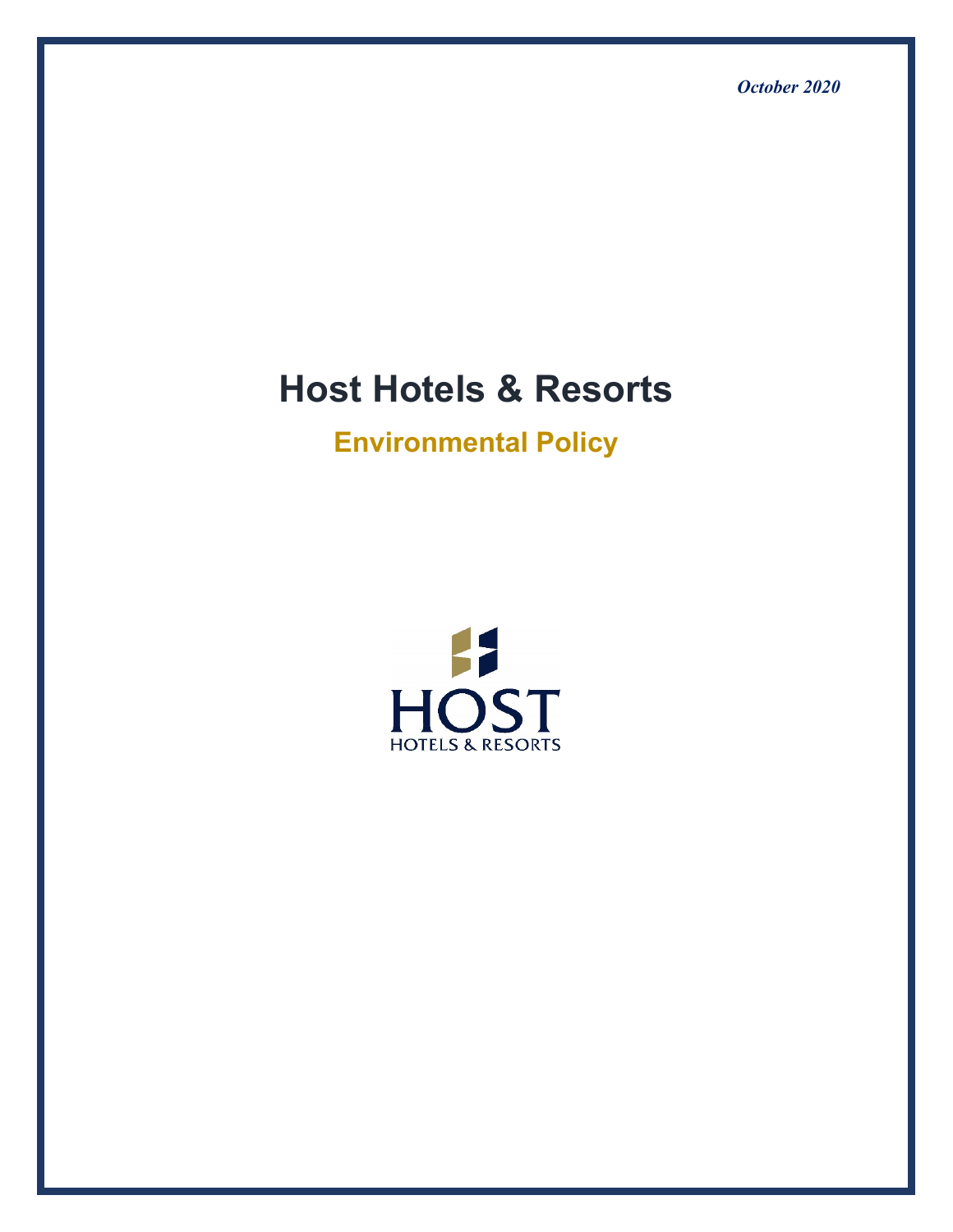*October 2020*

# Host Hotels & Resorts

## Environmental Policy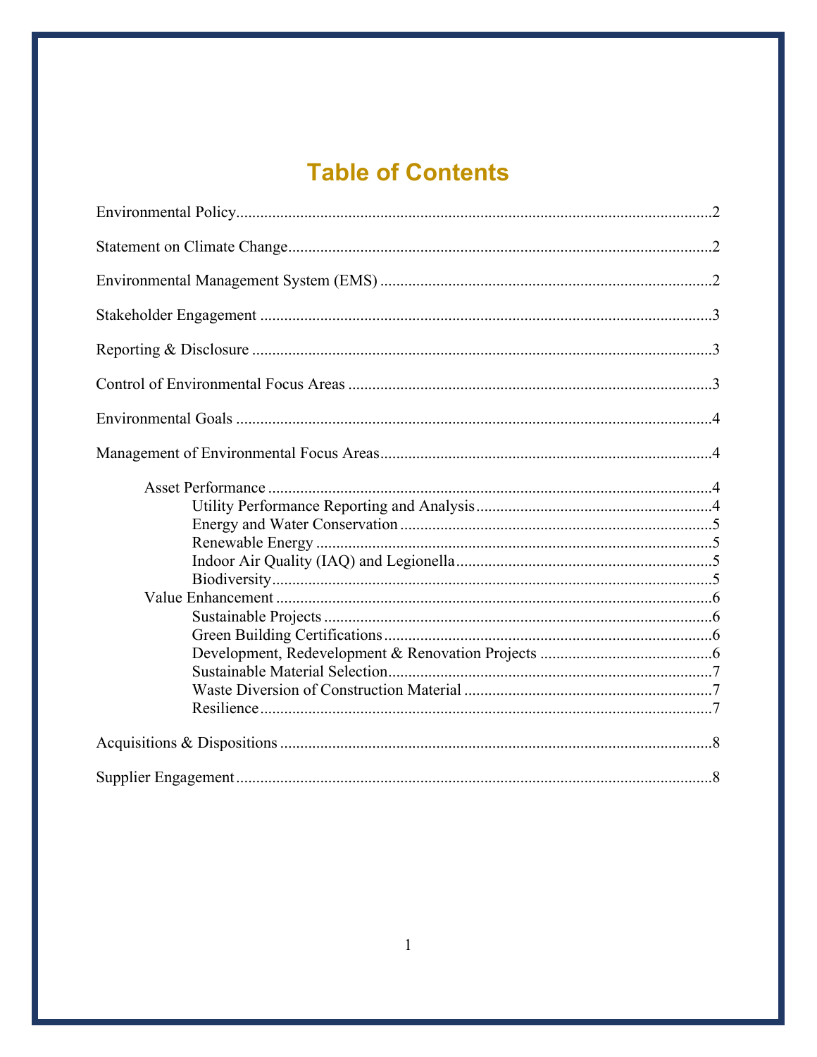# Table of Contents

Environmental Policy .......... 2

Statement on Climate Change .......... 2

Environmental Management System (EMS) .......... 2

Stakeholder Engagement .......... 3

Reporting & Disclosure .......... 3

Control of Environmental Focus Areas .......... 3

Environmental Goals .......... 4

Management of Environmental Focus Areas .......... 4

- Asset Performance .......... 4
  - Utility Performance Reporting and Analysis .......... 4
  - Energy and Water Conservation .......... 5
  - Renewable Energy .......... 5
  - Indoor Air Quality (IAQ) and Legionella .......... 5
  - Biodiversity .......... 5
- Value Enhancement .......... 6
  - Sustainable Projects .......... 6
  - Green Building Certifications .......... 6
  - Development, Redevelopment & Renovation Projects .......... 6
  - Sustainable Material Selection .......... 7
  - Waste Diversion of Construction Material .......... 7
  - Resilience .......... 7

Acquisitions & Dispositions .......... 8

Supplier Engagement .......... 8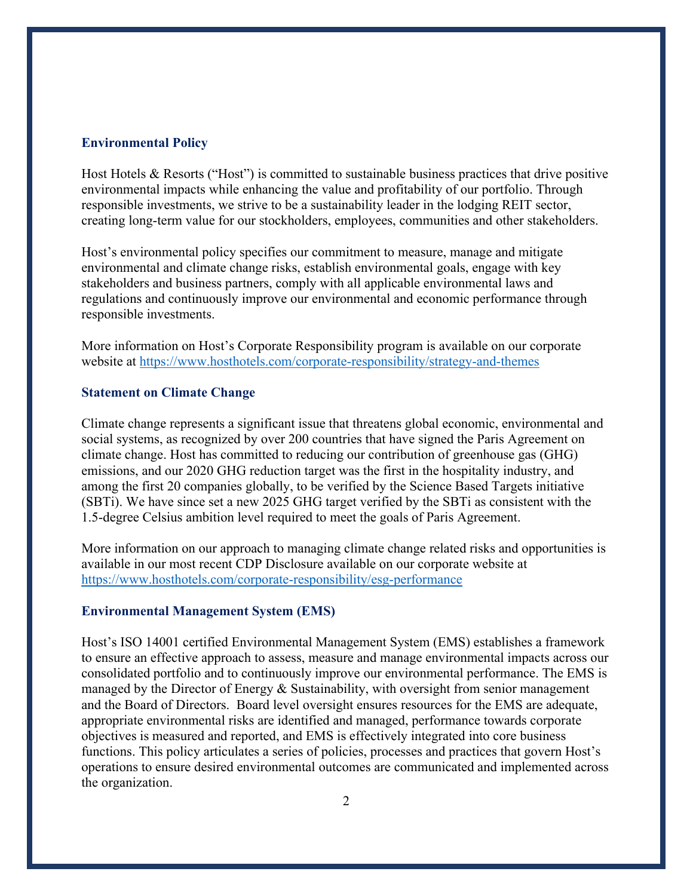## Environmental Policy

Host Hotels & Resorts ("Host") is committed to sustainable business practices that drive positive environmental impacts while enhancing the value and profitability of our portfolio. Through responsible investments, we strive to be a sustainability leader in the lodging REIT sector, creating long-term value for our stockholders, employees, communities and other stakeholders.

Host's environmental policy specifies our commitment to measure, manage and mitigate environmental and climate change risks, establish environmental goals, engage with key stakeholders and business partners, comply with all applicable environmental laws and regulations and continuously improve our environmental and economic performance through responsible investments.

More information on Host's Corporate Responsibility program is available on our corporate website at https://www.hosthotels.com/corporate-responsibility/strategy-and-themes

## Statement on Climate Change

Climate change represents a significant issue that threatens global economic, environmental and social systems, as recognized by over 200 countries that have signed the Paris Agreement on climate change. Host has committed to reducing our contribution of greenhouse gas (GHG) emissions, and our 2020 GHG reduction target was the first in the hospitality industry, and among the first 20 companies globally, to be verified by the Science Based Targets initiative (SBTi). We have since set a new 2025 GHG target verified by the SBTi as consistent with the 1.5-degree Celsius ambition level required to meet the goals of Paris Agreement.

More information on our approach to managing climate change related risks and opportunities is available in our most recent CDP Disclosure available on our corporate website at https://www.hosthotels.com/corporate-responsibility/esg-performance

## Environmental Management System (EMS)

Host's ISO 14001 certified Environmental Management System (EMS) establishes a framework to ensure an effective approach to assess, measure and manage environmental impacts across our consolidated portfolio and to continuously improve our environmental performance. The EMS is managed by the Director of Energy & Sustainability, with oversight from senior management and the Board of Directors. Board level oversight ensures resources for the EMS are adequate, appropriate environmental risks are identified and managed, performance towards corporate objectives is measured and reported, and EMS is effectively integrated into core business functions. This policy articulates a series of policies, processes and practices that govern Host's operations to ensure desired environmental outcomes are communicated and implemented across the organization.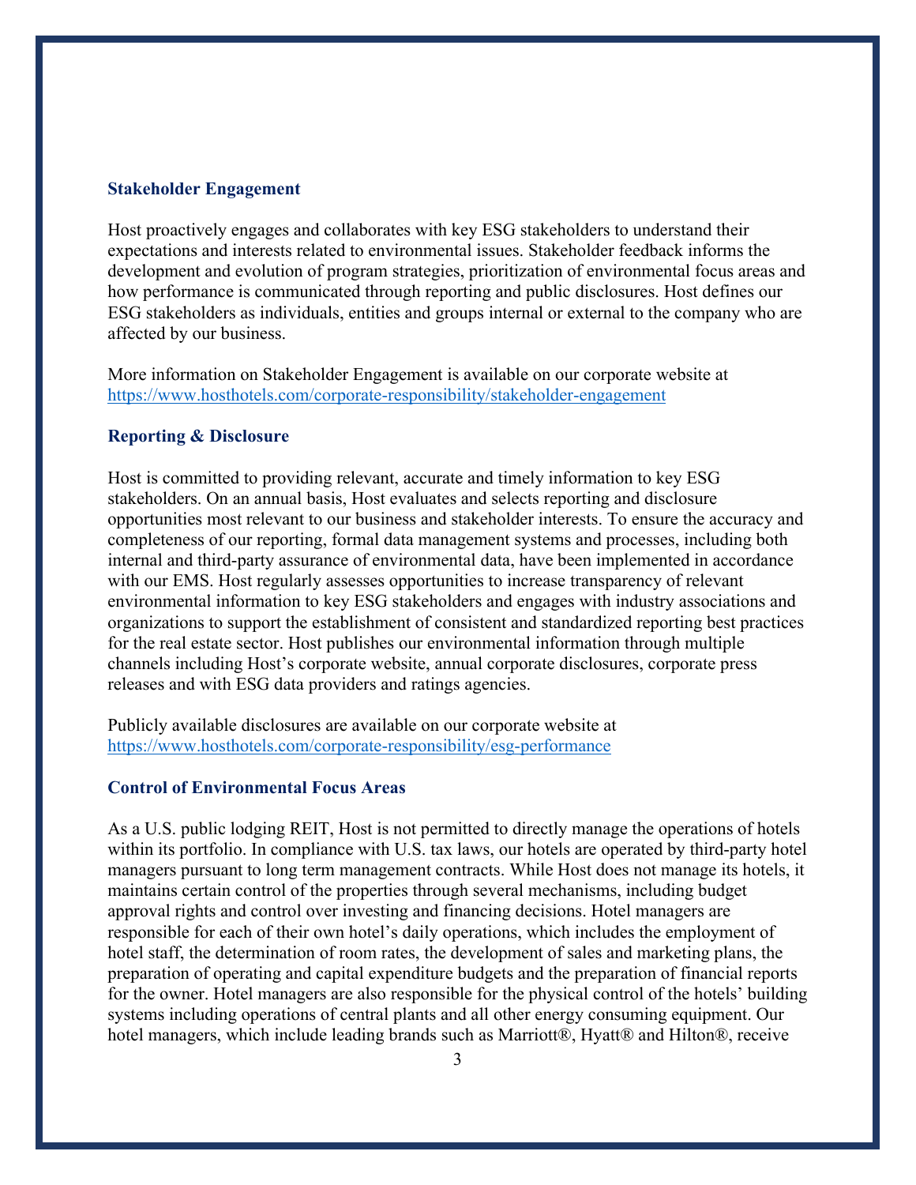## Stakeholder Engagement

Host proactively engages and collaborates with key ESG stakeholders to understand their expectations and interests related to environmental issues. Stakeholder feedback informs the development and evolution of program strategies, prioritization of environmental focus areas and how performance is communicated through reporting and public disclosures. Host defines our ESG stakeholders as individuals, entities and groups internal or external to the company who are affected by our business.

More information on Stakeholder Engagement is available on our corporate website at https://www.hosthotels.com/corporate-responsibility/stakeholder-engagement

## Reporting & Disclosure

Host is committed to providing relevant, accurate and timely information to key ESG stakeholders. On an annual basis, Host evaluates and selects reporting and disclosure opportunities most relevant to our business and stakeholder interests. To ensure the accuracy and completeness of our reporting, formal data management systems and processes, including both internal and third-party assurance of environmental data, have been implemented in accordance with our EMS. Host regularly assesses opportunities to increase transparency of relevant environmental information to key ESG stakeholders and engages with industry associations and organizations to support the establishment of consistent and standardized reporting best practices for the real estate sector. Host publishes our environmental information through multiple channels including Host's corporate website, annual corporate disclosures, corporate press releases and with ESG data providers and ratings agencies.

Publicly available disclosures are available on our corporate website at https://www.hosthotels.com/corporate-responsibility/esg-performance

## Control of Environmental Focus Areas

As a U.S. public lodging REIT, Host is not permitted to directly manage the operations of hotels within its portfolio. In compliance with U.S. tax laws, our hotels are operated by third-party hotel managers pursuant to long term management contracts. While Host does not manage its hotels, it maintains certain control of the properties through several mechanisms, including budget approval rights and control over investing and financing decisions. Hotel managers are responsible for each of their own hotel's daily operations, which includes the employment of hotel staff, the determination of room rates, the development of sales and marketing plans, the preparation of operating and capital expenditure budgets and the preparation of financial reports for the owner. Hotel managers are also responsible for the physical control of the hotels' building systems including operations of central plants and all other energy consuming equipment. Our hotel managers, which include leading brands such as Marriott®, Hyatt® and Hilton®, receive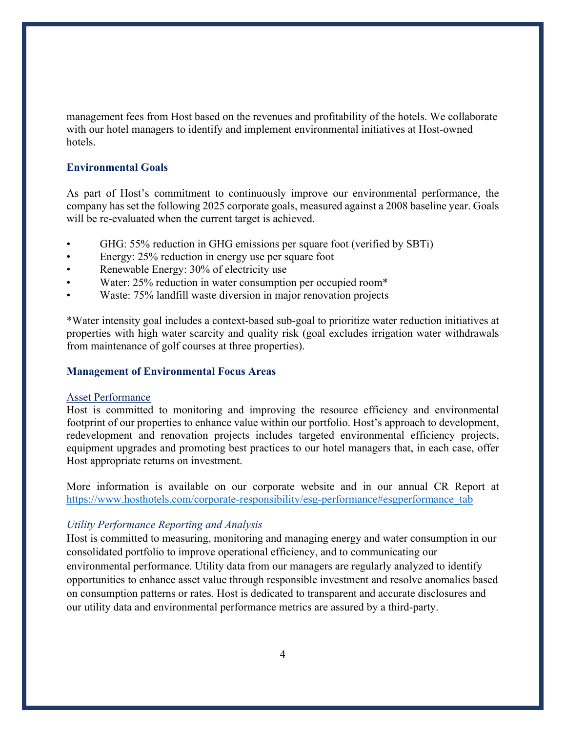management fees from Host based on the revenues and profitability of the hotels. We collaborate with our hotel managers to identify and implement environmental initiatives at Host-owned hotels.

### Environmental Goals

As part of Host's commitment to continuously improve our environmental performance, the company has set the following 2025 corporate goals, measured against a 2008 baseline year. Goals will be re-evaluated when the current target is achieved.

- GHG: 55% reduction in GHG emissions per square foot (verified by SBTi)
- Energy: 25% reduction in energy use per square foot
- Renewable Energy: 30% of electricity use
- Water: 25% reduction in water consumption per occupied room*
- Waste: 75% landfill waste diversion in major renovation projects

*Water intensity goal includes a context-based sub-goal to prioritize water reduction initiatives at properties with high water scarcity and quality risk (goal excludes irrigation water withdrawals from maintenance of golf courses at three properties).

### Management of Environmental Focus Areas

Asset Performance

Host is committed to monitoring and improving the resource efficiency and environmental footprint of our properties to enhance value within our portfolio. Host's approach to development, redevelopment and renovation projects includes targeted environmental efficiency projects, equipment upgrades and promoting best practices to our hotel managers that, in each case, offer Host appropriate returns on investment.

More information is available on our corporate website and in our annual CR Report at https://www.hosthotels.com/corporate-responsibility/esg-performance#esgperformance_tab

*Utility Performance Reporting and Analysis*

Host is committed to measuring, monitoring and managing energy and water consumption in our consolidated portfolio to improve operational efficiency, and to communicating our environmental performance. Utility data from our managers are regularly analyzed to identify opportunities to enhance asset value through responsible investment and resolve anomalies based on consumption patterns or rates. Host is dedicated to transparent and accurate disclosures and our utility data and environmental performance metrics are assured by a third-party.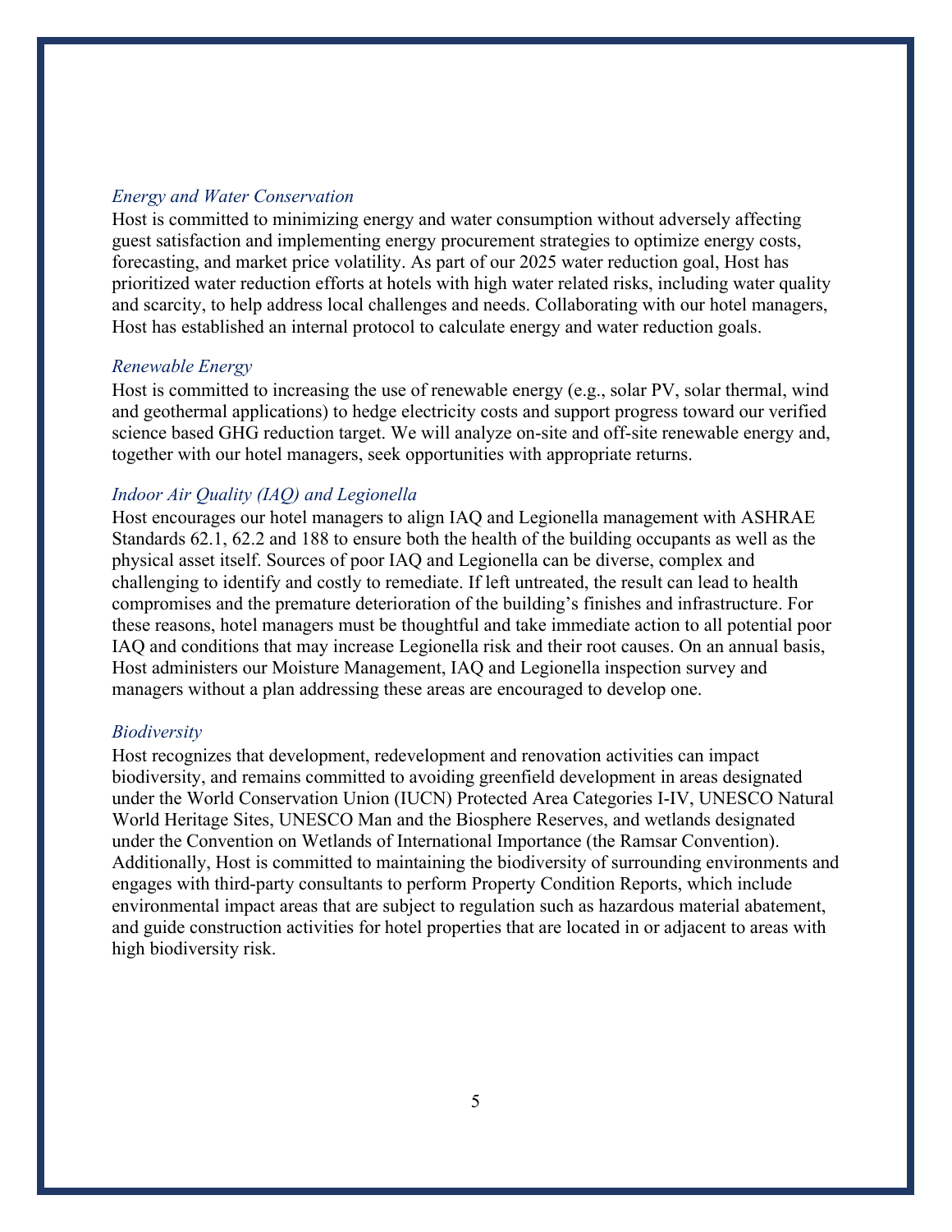*Energy and Water Conservation*

Host is committed to minimizing energy and water consumption without adversely affecting guest satisfaction and implementing energy procurement strategies to optimize energy costs, forecasting, and market price volatility. As part of our 2025 water reduction goal, Host has prioritized water reduction efforts at hotels with high water related risks, including water quality and scarcity, to help address local challenges and needs. Collaborating with our hotel managers, Host has established an internal protocol to calculate energy and water reduction goals.

*Renewable Energy*

Host is committed to increasing the use of renewable energy (e.g., solar PV, solar thermal, wind and geothermal applications) to hedge electricity costs and support progress toward our verified science based GHG reduction target. We will analyze on-site and off-site renewable energy and, together with our hotel managers, seek opportunities with appropriate returns.

*Indoor Air Quality (IAQ) and Legionella*

Host encourages our hotel managers to align IAQ and Legionella management with ASHRAE Standards 62.1, 62.2 and 188 to ensure both the health of the building occupants as well as the physical asset itself. Sources of poor IAQ and Legionella can be diverse, complex and challenging to identify and costly to remediate. If left untreated, the result can lead to health compromises and the premature deterioration of the building's finishes and infrastructure. For these reasons, hotel managers must be thoughtful and take immediate action to all potential poor IAQ and conditions that may increase Legionella risk and their root causes. On an annual basis, Host administers our Moisture Management, IAQ and Legionella inspection survey and managers without a plan addressing these areas are encouraged to develop one.

*Biodiversity*

Host recognizes that development, redevelopment and renovation activities can impact biodiversity, and remains committed to avoiding greenfield development in areas designated under the World Conservation Union (IUCN) Protected Area Categories I-IV, UNESCO Natural World Heritage Sites, UNESCO Man and the Biosphere Reserves, and wetlands designated under the Convention on Wetlands of International Importance (the Ramsar Convention). Additionally, Host is committed to maintaining the biodiversity of surrounding environments and engages with third-party consultants to perform Property Condition Reports, which include environmental impact areas that are subject to regulation such as hazardous material abatement, and guide construction activities for hotel properties that are located in or adjacent to areas with high biodiversity risk.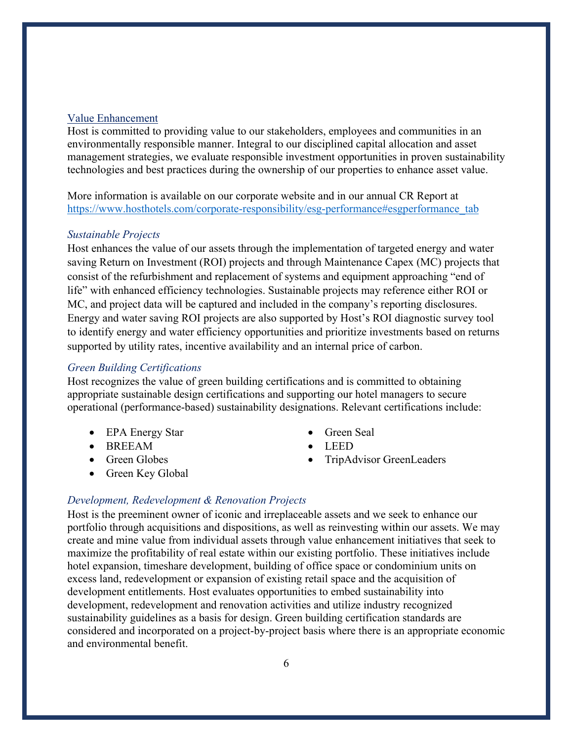## Value Enhancement

Host is committed to providing value to our stakeholders, employees and communities in an environmentally responsible manner. Integral to our disciplined capital allocation and asset management strategies, we evaluate responsible investment opportunities in proven sustainability technologies and best practices during the ownership of our properties to enhance asset value.

More information is available on our corporate website and in our annual CR Report at [https://www.hosthotels.com/corporate-responsibility/esg-performance#esgperformance_tab](https://www.hosthotels.com/corporate-responsibility/esg-performance#esgperformance_tab)

### *Sustainable Projects*

Host enhances the value of our assets through the implementation of targeted energy and water saving Return on Investment (ROI) projects and through Maintenance Capex (MC) projects that consist of the refurbishment and replacement of systems and equipment approaching "end of life" with enhanced efficiency technologies. Sustainable projects may reference either ROI or MC, and project data will be captured and included in the company's reporting disclosures. Energy and water saving ROI projects are also supported by Host's ROI diagnostic survey tool to identify energy and water efficiency opportunities and prioritize investments based on returns supported by utility rates, incentive availability and an internal price of carbon.

### *Green Building Certifications*

Host recognizes the value of green building certifications and is committed to obtaining appropriate sustainable design certifications and supporting our hotel managers to secure operational (performance-based) sustainability designations. Relevant certifications include:

- EPA Energy Star
- BREEAM
- Green Globes
- Green Key Global
- Green Seal
- LEED
- TripAdvisor GreenLeaders

### *Development, Redevelopment & Renovation Projects*

Host is the preeminent owner of iconic and irreplaceable assets and we seek to enhance our portfolio through acquisitions and dispositions, as well as reinvesting within our assets. We may create and mine value from individual assets through value enhancement initiatives that seek to maximize the profitability of real estate within our existing portfolio. These initiatives include hotel expansion, timeshare development, building of office space or condominium units on excess land, redevelopment or expansion of existing retail space and the acquisition of development entitlements. Host evaluates opportunities to embed sustainability into development, redevelopment and renovation activities and utilize industry recognized sustainability guidelines as a basis for design. Green building certification standards are considered and incorporated on a project-by-project basis where there is an appropriate economic and environmental benefit.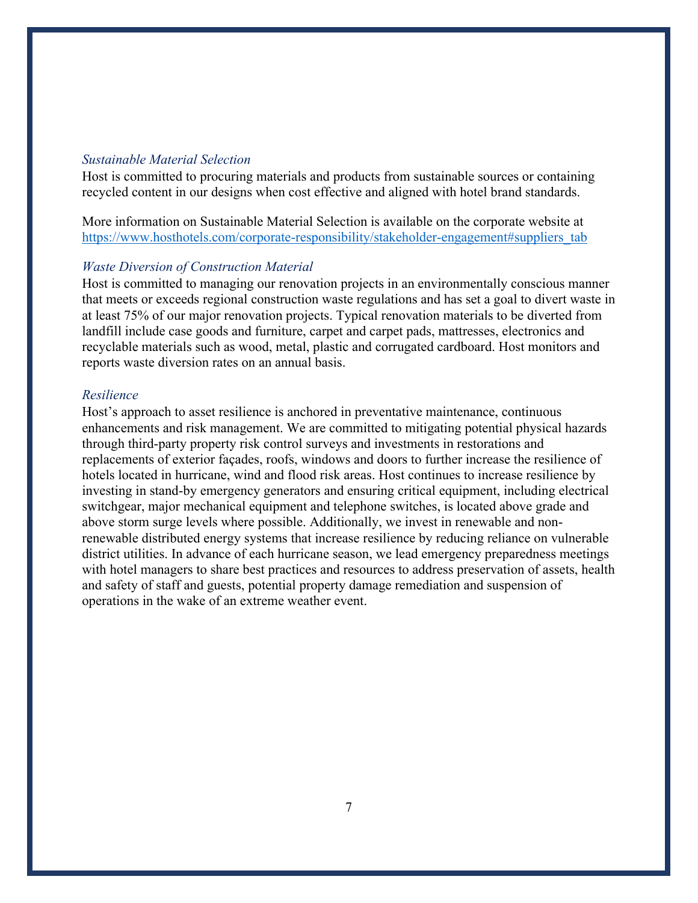### *Sustainable Material Selection*

Host is committed to procuring materials and products from sustainable sources or containing recycled content in our designs when cost effective and aligned with hotel brand standards.

More information on Sustainable Material Selection is available on the corporate website at https://www.hosthotels.com/corporate-responsibility/stakeholder-engagement#suppliers_tab

### *Waste Diversion of Construction Material*

Host is committed to managing our renovation projects in an environmentally conscious manner that meets or exceeds regional construction waste regulations and has set a goal to divert waste in at least 75% of our major renovation projects. Typical renovation materials to be diverted from landfill include case goods and furniture, carpet and carpet pads, mattresses, electronics and recyclable materials such as wood, metal, plastic and corrugated cardboard. Host monitors and reports waste diversion rates on an annual basis.

### *Resilience*

Host's approach to asset resilience is anchored in preventative maintenance, continuous enhancements and risk management. We are committed to mitigating potential physical hazards through third-party property risk control surveys and investments in restorations and replacements of exterior façades, roofs, windows and doors to further increase the resilience of hotels located in hurricane, wind and flood risk areas. Host continues to increase resilience by investing in stand-by emergency generators and ensuring critical equipment, including electrical switchgear, major mechanical equipment and telephone switches, is located above grade and above storm surge levels where possible. Additionally, we invest in renewable and non-renewable distributed energy systems that increase resilience by reducing reliance on vulnerable district utilities. In advance of each hurricane season, we lead emergency preparedness meetings with hotel managers to share best practices and resources to address preservation of assets, health and safety of staff and guests, potential property damage remediation and suspension of operations in the wake of an extreme weather event.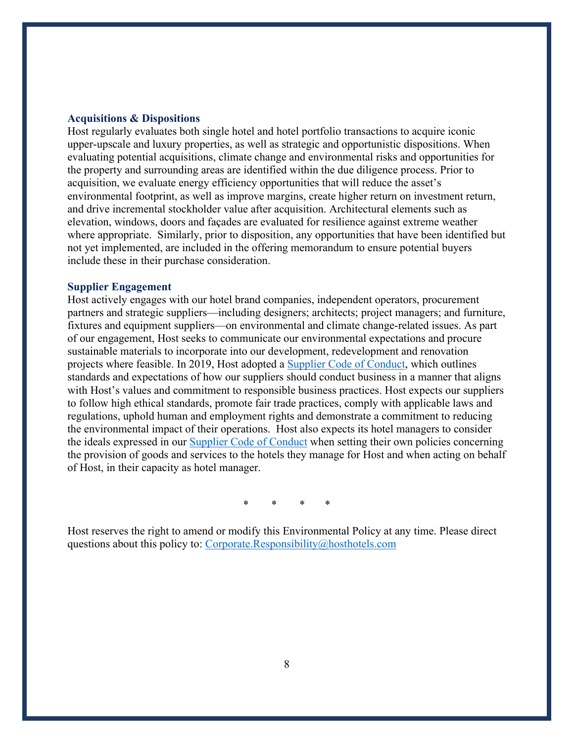## Acquisitions & Dispositions

Host regularly evaluates both single hotel and hotel portfolio transactions to acquire iconic upper-upscale and luxury properties, as well as strategic and opportunistic dispositions. When evaluating potential acquisitions, climate change and environmental risks and opportunities for the property and surrounding areas are identified within the due diligence process. Prior to acquisition, we evaluate energy efficiency opportunities that will reduce the asset's environmental footprint, as well as improve margins, create higher return on investment return, and drive incremental stockholder value after acquisition. Architectural elements such as elevation, windows, doors and façades are evaluated for resilience against extreme weather where appropriate. Similarly, prior to disposition, any opportunities that have been identified but not yet implemented, are included in the offering memorandum to ensure potential buyers include these in their purchase consideration.

## Supplier Engagement

Host actively engages with our hotel brand companies, independent operators, procurement partners and strategic suppliers—including designers; architects; project managers; and furniture, fixtures and equipment suppliers—on environmental and climate change-related issues. As part of our engagement, Host seeks to communicate our environmental expectations and procure sustainable materials to incorporate into our development, redevelopment and renovation projects where feasible. In 2019, Host adopted a Supplier Code of Conduct, which outlines standards and expectations of how our suppliers should conduct business in a manner that aligns with Host's values and commitment to responsible business practices. Host expects our suppliers to follow high ethical standards, promote fair trade practices, comply with applicable laws and regulations, uphold human and employment rights and demonstrate a commitment to reducing the environmental impact of their operations. Host also expects its hotel managers to consider the ideals expressed in our Supplier Code of Conduct when setting their own policies concerning the provision of goods and services to the hotels they manage for Host and when acting on behalf of Host, in their capacity as hotel manager.

\* \* \* \*

Host reserves the right to amend or modify this Environmental Policy at any time. Please direct questions about this policy to: Corporate.Responsibility@hosthotels.com